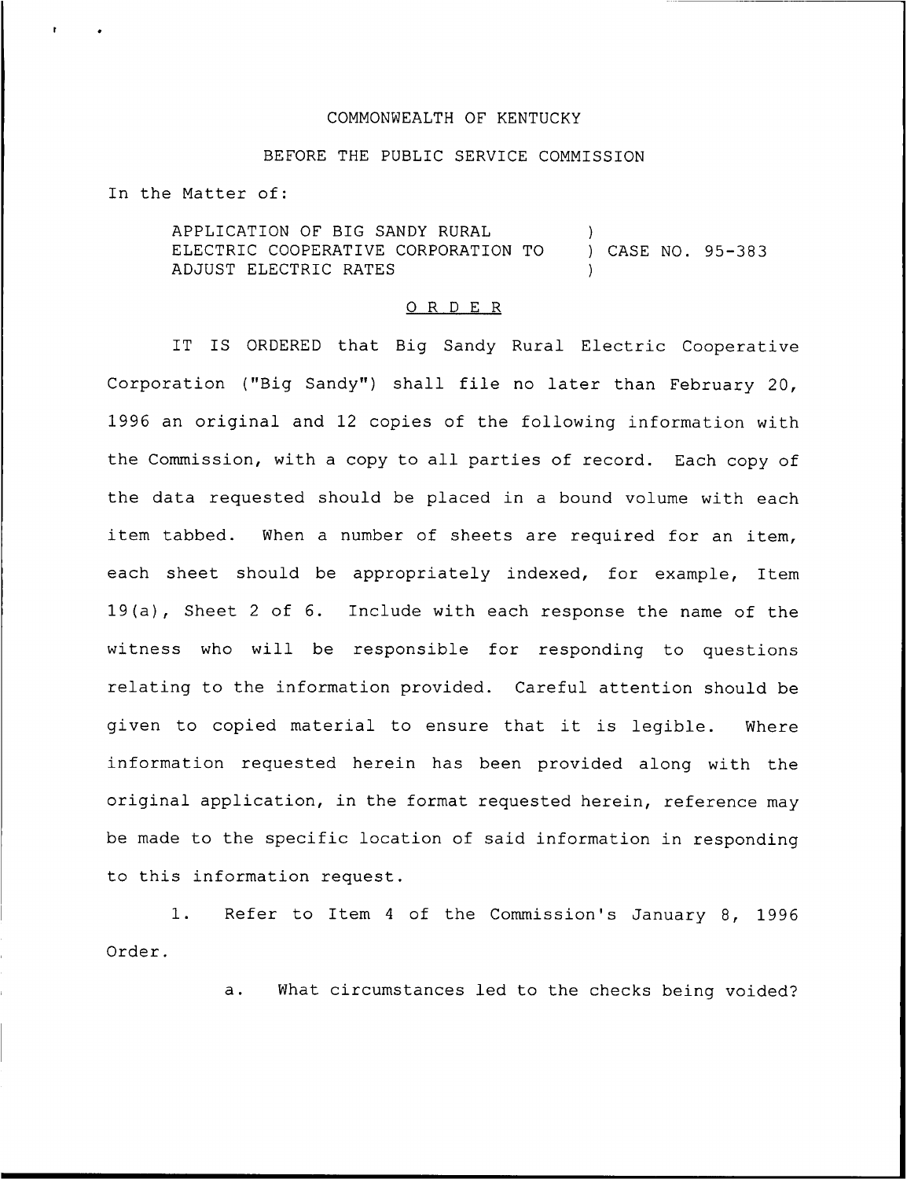COMMONWEALTH OF KENTUCKY

BEFORE THE PUBLIC SERVICE COMMISSION

In the Matter of:

APPLICATION OF BIG SANDY RURAL ELECTRIC COOPERATIVE CORPORATION TO ADJUST ELECTRIC RATES ) CASE NO. 95-383

O R D E R

IT IS ORDERED that Big Sandy Rural Electric Cooperative Corporation ("Big Sandy") shall file no later than February 20, 1996 an original and 12 copies of the following information with the Commission, with a copy to all parties of record. Each copy of the data requested should be placed in a bound volume with each item tabbed. When a number of sheets are required for an item, each sheet should be appropriately indexed, for example, Item 19(a), Sheet 2 of 6. Include with each response the name of the witness who will be responsible for responding to questions relating to the information provided. Careful attention should be given to copied material to ensure that it is legible. Where information requested herein has been provided along with the original application, in the format requested herein, reference may be made to the specific location of said information in responding to this information request.

1. Refer to Item 4 of the Commission's January 8, 1996 Order.

   a. What circumstances led to the checks being voided?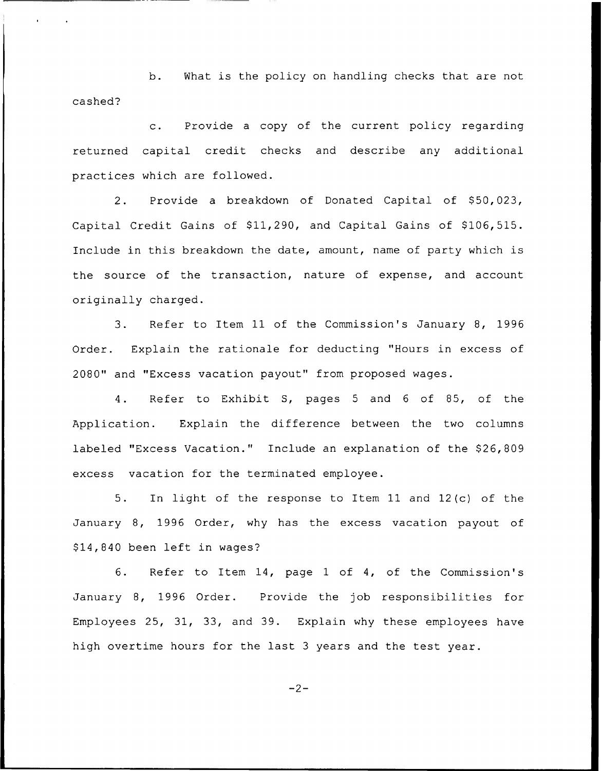b. What is the policy on handling checks that are not cashed?

c. Provide a copy of the current policy regarding returned capital credit checks and describe any additional practices which are followed.

2. Provide a breakdown of Donated Capital of $50,023, Capital Credit Gains of $11,290, and Capital Gains of $106,515. Include in this breakdown the date, amount, name of party which is the source of the transaction, nature of expense, and account originally charged.

3. Refer to Item 11 of the Commission's January 8, 1996 Order. Explain the rationale for deducting "Hours in excess of 2080" and "Excess vacation payout" from proposed wages.

4. Refer to Exhibit S, pages 5 and 6 of 85, of the Application. Explain the difference between the two columns labeled "Excess Vacation." Include an explanation of the $26,809 excess vacation for the terminated employee.

5. In light of the response to Item 11 and 12(c) of the January 8, 1996 Order, why has the excess vacation payout of $14,840 been left in wages?

6. Refer to Item 14, page 1 of 4, of the Commission's January 8, 1996 Order. Provide the job responsibilities for Employees 25, 31, 33, and 39. Explain why these employees have high overtime hours for the last 3 years and the test year.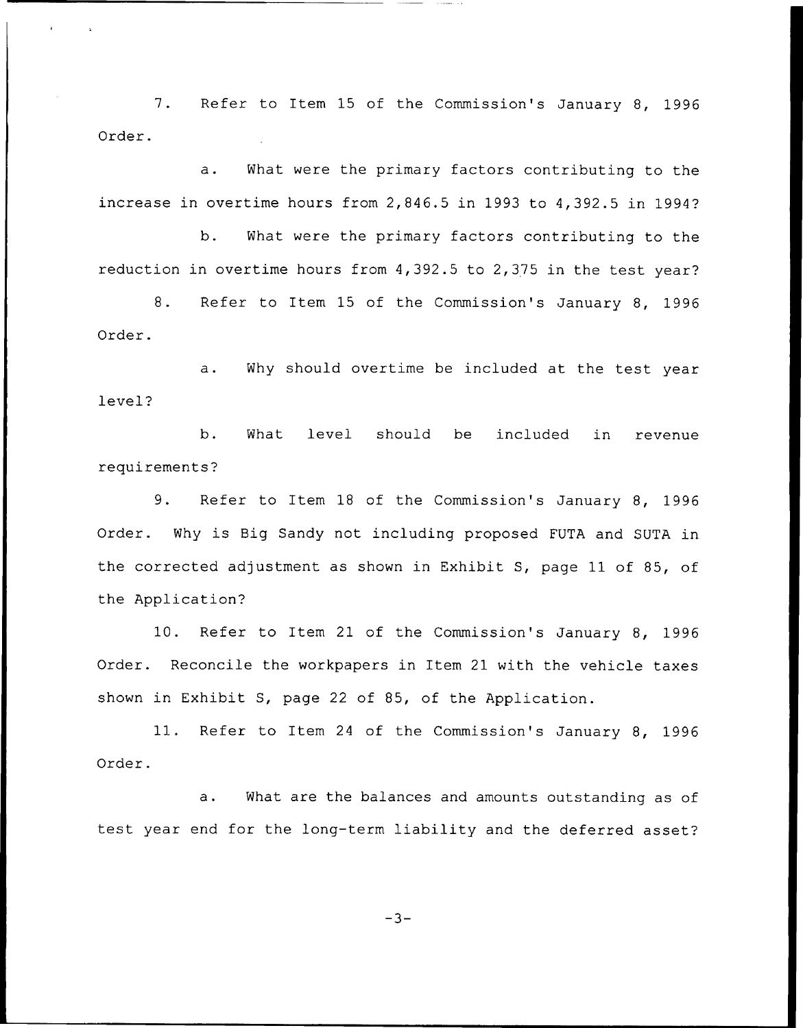7. Refer to Item 15 of the Commission's January 8, 1996 Order.

a. What were the primary factors contributing to the increase in overtime hours from 2,846.5 in 1993 to 4,392.5 in 1994?

b. What were the primary factors contributing to the reduction in overtime hours from 4,392.5 to 2,375 in the test year?

8. Refer to Item 15 of the Commission's January 8, 1996 Order.

a. Why should overtime be included at the test year level?

b. What level should be included in revenue requirements?

9. Refer to Item 18 of the Commission's January 8, 1996 Order. Why is Big Sandy not including proposed FUTA and SUTA in the corrected adjustment as shown in Exhibit S, page 11 of 85, of the Application?

10. Refer to Item 21 of the Commission's January 8, 1996 Order. Reconcile the workpapers in Item 21 with the vehicle taxes shown in Exhibit S, page 22 of 85, of the Application.

11. Refer to Item 24 of the Commission's January 8, 1996 Order.

a. What are the balances and amounts outstanding as of test year end for the long-term liability and the deferred asset?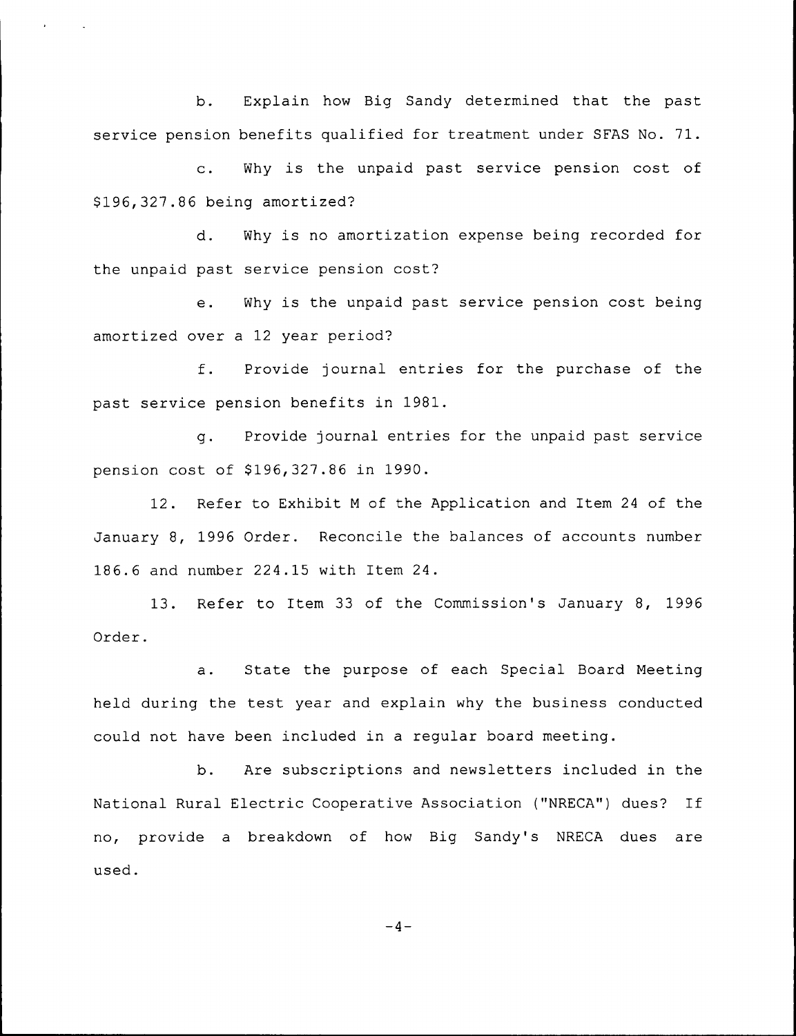b. Explain how Big Sandy determined that the past service pension benefits qualified for treatment under SFAS No. 71.

c. Why is the unpaid past service pension cost of $196,327.86 being amortized?

d. Why is no amortization expense being recorded for the unpaid past service pension cost?

e. Why is the unpaid past service pension cost being amortized over a 12 year period?

f. Provide journal entries for the purchase of the past service pension benefits in 1981.

g. Provide journal entries for the unpaid past service pension cost of $196,327.86 in 1990.

12. Refer to Exhibit M of the Application and Item 24 of the January 8, 1996 Order. Reconcile the balances of accounts number 186.6 and number 224.15 with Item 24.

13. Refer to Item 33 of the Commission's January 8, 1996 Order.

a. State the purpose of each Special Board Meeting held during the test year and explain why the business conducted could not have been included in a regular board meeting.

b. Are subscriptions and newsletters included in the National Rural Electric Cooperative Association ("NRECA") dues? If no, provide a breakdown of how Big Sandy's NRECA dues are used.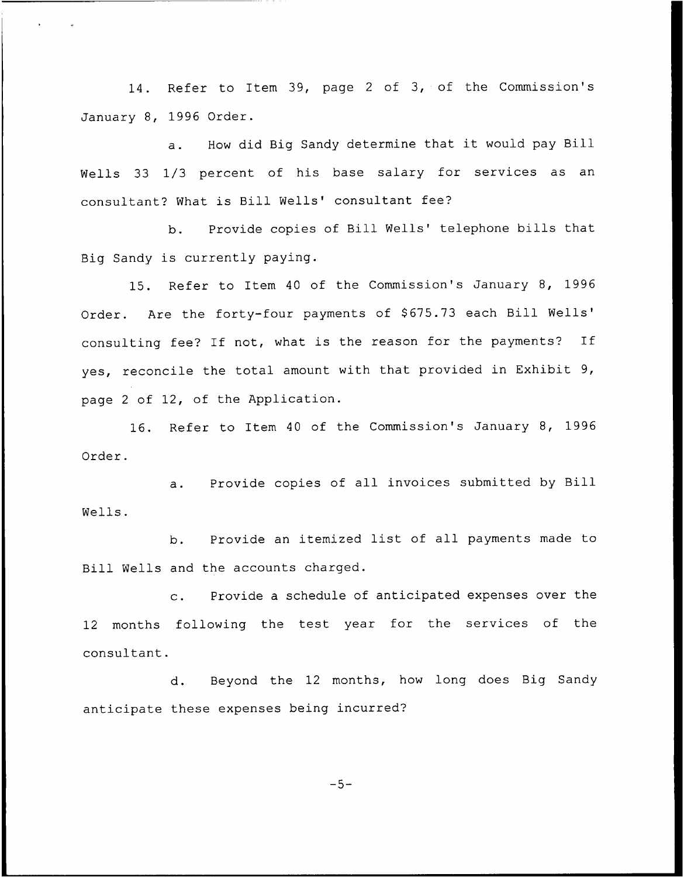14. Refer to Item 39, page 2 of 3, of the Commission's January 8, 1996 Order.

a. How did Big Sandy determine that it would pay Bill Wells 33 1/3 percent of his base salary for services as an consultant? What is Bill Wells' consultant fee?

b. Provide copies of Bill Wells' telephone bills that Big Sandy is currently paying.

15. Refer to Item 40 of the Commission's January 8, 1996 Order. Are the forty-four payments of $675.73 each Bill Wells' consulting fee? If not, what is the reason for the payments? If yes, reconcile the total amount with that provided in Exhibit 9, page 2 of 12, of the Application.

16. Refer to Item 40 of the Commission's January 8, 1996 Order.

a. Provide copies of all invoices submitted by Bill Wells.

b. Provide an itemized list of all payments made to Bill Wells and the accounts charged.

c. Provide a schedule of anticipated expenses over the 12 months following the test year for the services of the consultant.

d. Beyond the 12 months, how long does Big Sandy anticipate these expenses being incurred?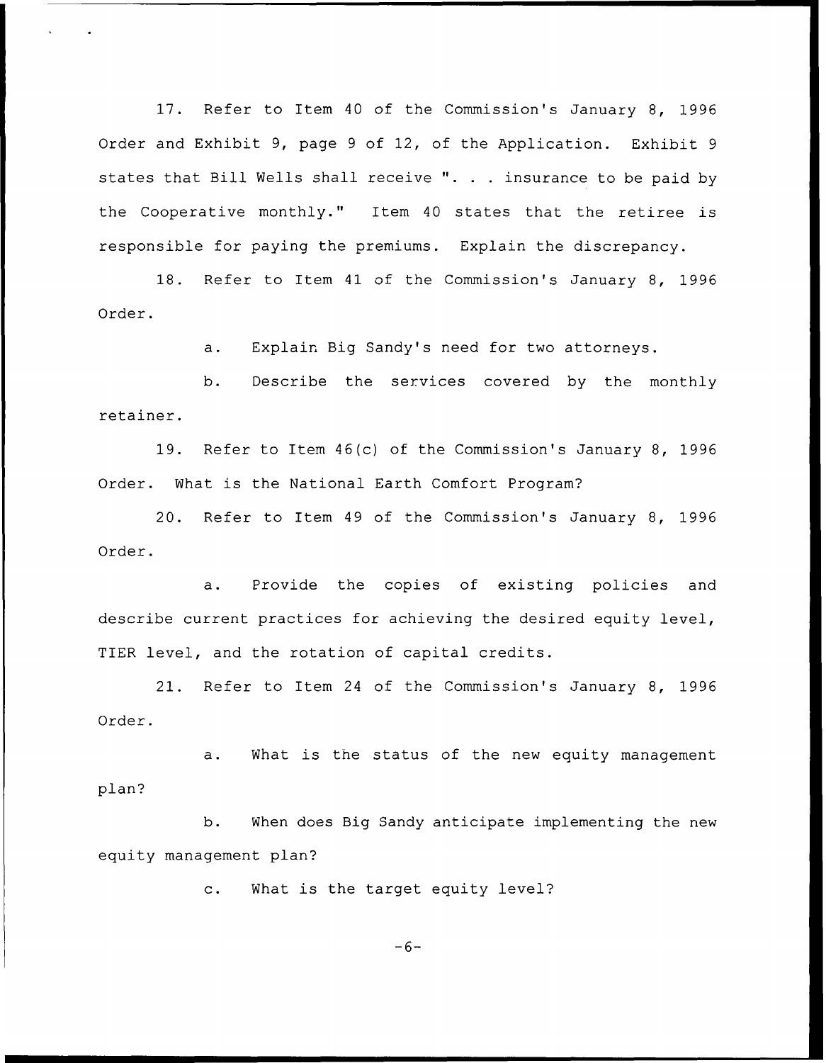17. Refer to Item 40 of the Commission's January 8, 1996 Order and Exhibit 9, page 9 of 12, of the Application. Exhibit 9 states that Bill Wells shall receive ". . . insurance to be paid by the Cooperative monthly." Item 40 states that the retiree is responsible for paying the premiums. Explain the discrepancy.

18. Refer to Item 41 of the Commission's January 8, 1996 Order.

a. Explain Big Sandy's need for two attorneys.

b. Describe the services covered by the monthly retainer.

19. Refer to Item 46(c) of the Commission's January 8, 1996 Order. What is the National Earth Comfort Program?

20. Refer to Item 49 of the Commission's January 8, 1996 Order.

a. Provide the copies of existing policies and describe current practices for achieving the desired equity level, TIER level, and the rotation of capital credits.

21. Refer to Item 24 of the Commission's January 8, 1996 Order.

a. What is the status of the new equity management plan?

b. When does Big Sandy anticipate implementing the new equity management plan?

c. What is the target equity level?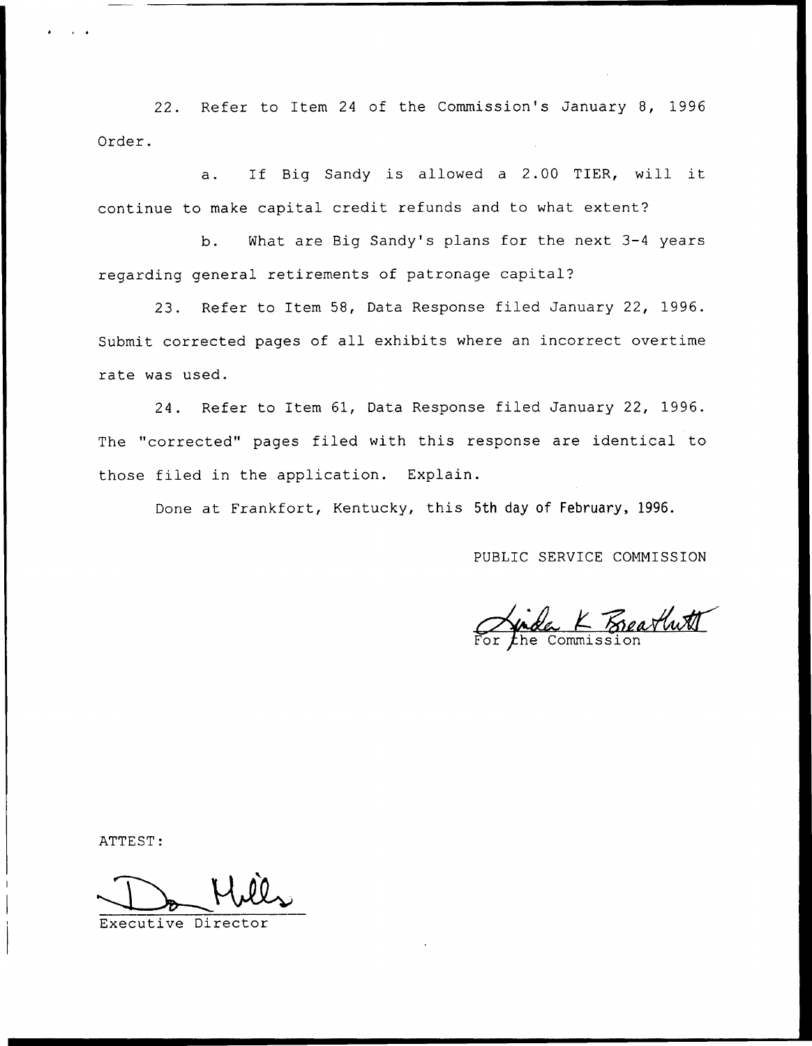22. Refer to Item 24 of the Commission's January 8, 1996 Order.

a. If Big Sandy is allowed a 2.00 TIER, will it continue to make capital credit refunds and to what extent?

b. What are Big Sandy's plans for the next 3-4 years regarding general retirements of patronage capital?

23. Refer to Item 58, Data Response filed January 22, 1996. Submit corrected pages of all exhibits where an incorrect overtime rate was used.

24. Refer to Item 61, Data Response filed January 22, 1996. The "corrected" pages filed with this response are identical to those filed in the application. Explain.

Done at Frankfort, Kentucky, this 5th day of February, 1996.

PUBLIC SERVICE COMMISSION

For the Commission

ATTEST:

Executive Director